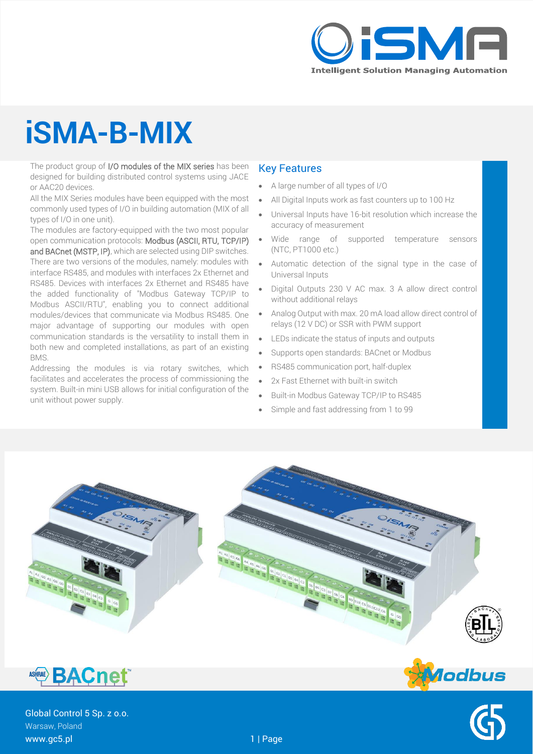# iSMA-B-MIX

The product group of I/O modules of the MIX series has been designed for building distributed control systems using JACE or AAC20 devices.

All the MIX Series modules have been equipped with the most commonly used types of I/O in building automation (MIX of all types of I/O in one unit).

The modules are factory-equipped with the two most popular open communication protocols: Modbus (ASCII, RTU, TCP/IP) and BACnet (MSTP, IP), which are selected using DIP switches.

There are two versions of the modules, namely: modules with interface RS485, and modules with interfaces 2x Ethernet and RS485. Devices with interfaces 2x Ethernet and RS485 have the added functionality of "Modbus Gateway TCP/IP to Modbus ASCII/RTU", enabling you to connect additional modules/devices that communicate via Modbus RS485. One major advantage of supporting our modules with open communication standards is the versatility to install them in both new and completed installations, as part of an existing BMS.

Addressing the modules is via rotary switches, which facilitates and accelerates the process of commissioning the system. Built-in mini USB allows for initial configuration of the unit without power supply.

## Key Features

- A large number of all types of I/O
- All Digital Inputs work as fast counters up to 100 Hz
- Universal Inputs have 16-bit resolution which increase the accuracy of measurement
- Wide range of supported temperature sensors (NTC, PT1000 etc.)
- Automatic detection of the signal type in the case of Universal Inputs
- Digital Outputs 230 V AC max. 3 A allow direct control without additional relays
- Analog Output with max. 20 mA load allow direct control of relays (12 V DC) or SSR with PWM support
- LEDs indicate the status of inputs and outputs
- Supports open standards: BACnet or Modbus
- RS485 communication port, half-duplex
- 2x Fast Ethernet with built-in switch
- Built-in Modbus Gateway TCP/IP to RS485
- Simple and fast addressing from 1 to 99

Global Control 5 Sp. z o.o.
Warsaw, Poland
www.gc5.pl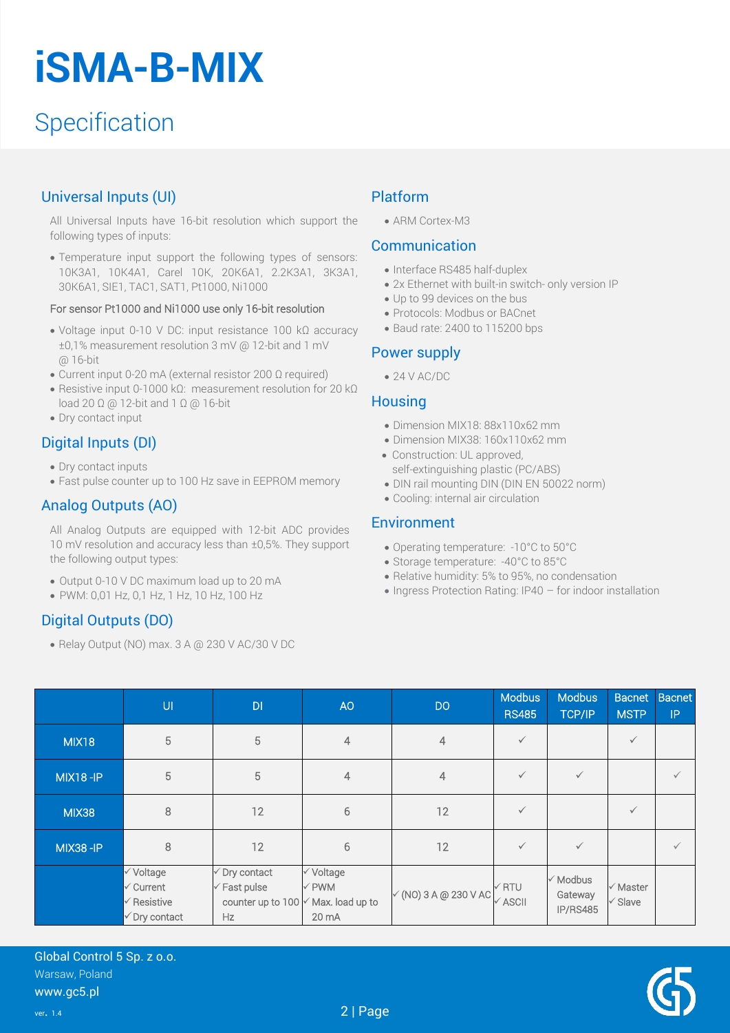# iSMA-B-MIX

## Specification

### Universal Inputs (UI)

All Universal Inputs have 16-bit resolution which support the following types of inputs:

- Temperature input support the following types of sensors: 10K3A1, 10K4A1, Carel 10K, 20K6A1, 2.2K3A1, 3K3A1, 30K6A1, SIE1, TAC1, SAT1, Pt1000, Ni1000

For sensor Pt1000 and Ni1000 use only 16-bit resolution

- Voltage input 0-10 V DC: input resistance 100 kΩ accuracy ±0,1% measurement resolution 3 mV @ 12-bit and 1 mV @ 16-bit
- Current input 0-20 mA (external resistor 200 Ω required)
- Resistive input 0-1000 kΩ: measurement resolution for 20 kΩ load 20 Ω @ 12-bit and 1 Ω @ 16-bit
- Dry contact input

### Digital Inputs (DI)

- Dry contact inputs
- Fast pulse counter up to 100 Hz save in EEPROM memory

### Analog Outputs (AO)

All Analog Outputs are equipped with 12-bit ADC provides 10 mV resolution and accuracy less than ±0,5%. They support the following output types:

- Output 0-10 V DC maximum load up to 20 mA
- PWM: 0,01 Hz, 0,1 Hz, 1 Hz, 10 Hz, 100 Hz

### Digital Outputs (DO)

- Relay Output (NO) max. 3 A @ 230 V AC/30 V DC

### Platform

- ARM Cortex-M3

### Communication

- Interface RS485 half-duplex
- 2x Ethernet with built-in switch- only version IP
- Up to 99 devices on the bus
- Protocols: Modbus or BACnet
- Baud rate: 2400 to 115200 bps

### Power supply

- 24 V AC/DC

### Housing

- Dimension MIX18: 88x110x62 mm
- Dimension MIX38: 160x110x62 mm
- Construction: UL approved, self-extinguishing plastic (PC/ABS)
- DIN rail mounting DIN (DIN EN 50022 norm)
- Cooling: internal air circulation

### Environment

- Operating temperature: -10°C to 50°C
- Storage temperature: -40°C to 85°C
- Relative humidity: 5% to 95%, no condensation
- Ingress Protection Rating: IP40 – for indoor installation

| | UI | DI | AO | DO | Modbus RS485 | Modbus TCP/IP | Bacnet MSTP | Bacnet IP |
|---|---|---|---|---|---|---|---|---|
| MIX18 | 5 | 5 | 4 | 4 | ✓ | | ✓ | |
| MIX18 -IP | 5 | 5 | 4 | 4 | ✓ | ✓ | | ✓ |
| MIX38 | 8 | 12 | 6 | 12 | ✓ | | ✓ | |
| MIX38 -IP | 8 | 12 | 6 | 12 | ✓ | ✓ | | ✓ |
| | ✓ Voltage ✓ Current ✓ Resistive ✓ Dry contact | ✓ Dry contact ✓ Fast pulse counter up to 100 Hz | ✓ Voltage ✓ PWM ✓ Max. load up to 20 mA | ✓ (NO) 3 A @ 230 V AC | ✓ RTU ✓ ASCII | ✓ Modbus Gateway IP/RS485 | ✓ Master ✓ Slave | |

Global Control 5 Sp. z o.o.
Warsaw, Poland
www.gc5.pl

ver. 1.4